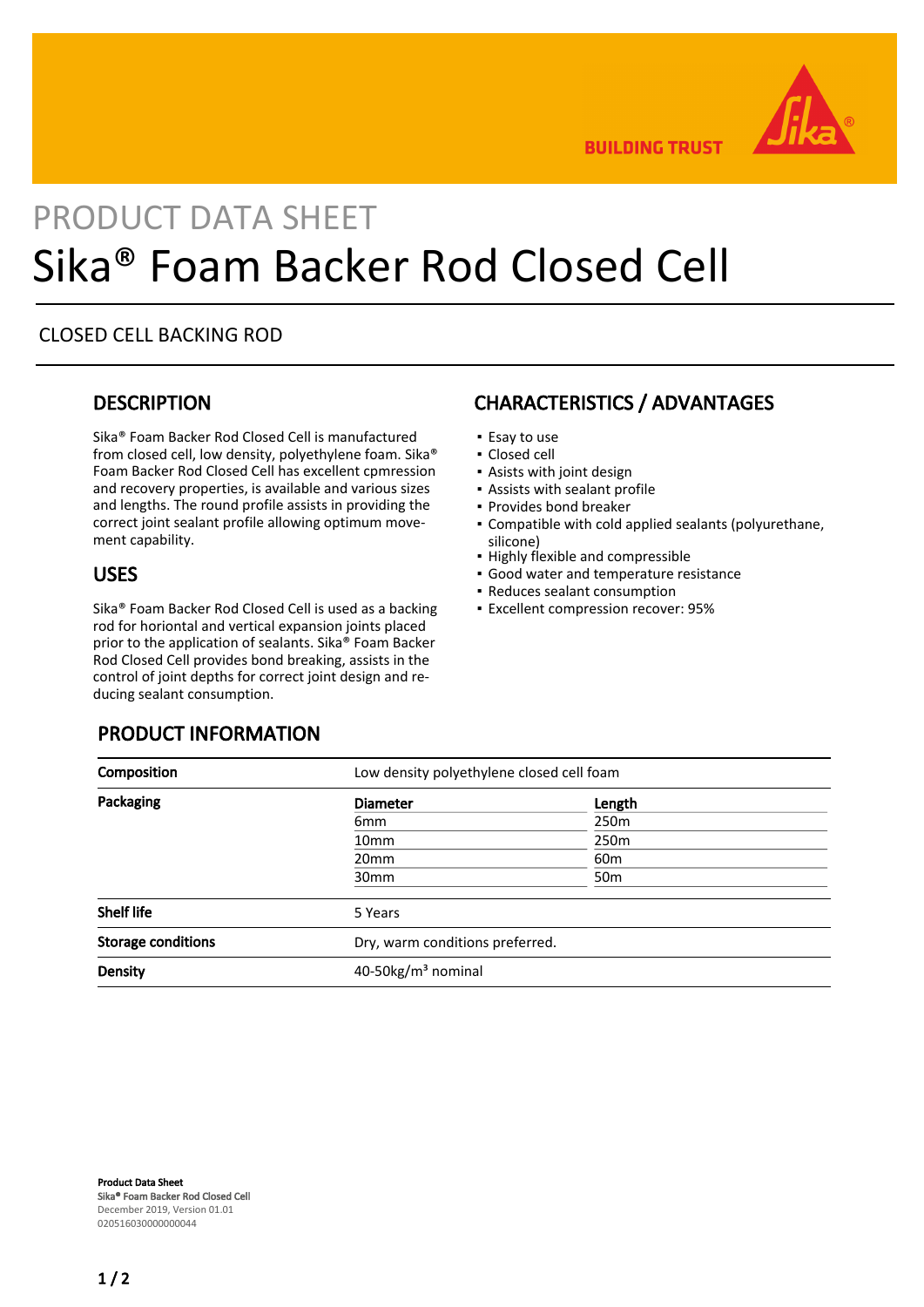BUILDING TRUST

PRODUCT DATA SHEET

# Sika® Foam Backer Rod Closed Cell

CLOSED CELL BACKING ROD

## DESCRIPTION

Sika® Foam Backer Rod Closed Cell is manufactured from closed cell, low density, polyethylene foam. Sika® Foam Backer Rod Closed Cell has excellent cpmression and recovery properties, is available and various sizes and lengths. The round profile assists in providing the correct joint sealant profile allowing optimum movement capability.

## USES

Sika® Foam Backer Rod Closed Cell is used as a backing rod for horiontal and vertical expansion joints placed prior to the application of sealants. Sika® Foam Backer Rod Closed Cell provides bond breaking, assists in the control of joint depths for correct joint design and reducing sealant consumption.

## CHARACTERISTICS / ADVANTAGES

- Esay to use
- Closed cell
- Asists with joint design
- Assists with sealant profile
- Provides bond breaker
- Compatible with cold applied sealants (polyurethane, silicone)
- Highly flexible and compressible
- Good water and temperature resistance
- Reduces sealant consumption
- Excellent compression recover: 95%

## PRODUCT INFORMATION

| | | |
|---|---|---|
| **Composition** | Low density polyethylene closed cell foam | |
| **Packaging** | **Diameter** | **Length** |
| | 6mm | 250m |
| | 10mm | 250m |
| | 20mm | 60m |
| | 30mm | 50m |
| **Shelf life** | 5 Years | |
| **Storage conditions** | Dry, warm conditions preferred. | |
| **Density** | 40-50kg/m³ nominal | |

**Product Data Sheet**
Sika® Foam Backer Rod Closed Cell
December 2019, Version 01.01
020516030000000044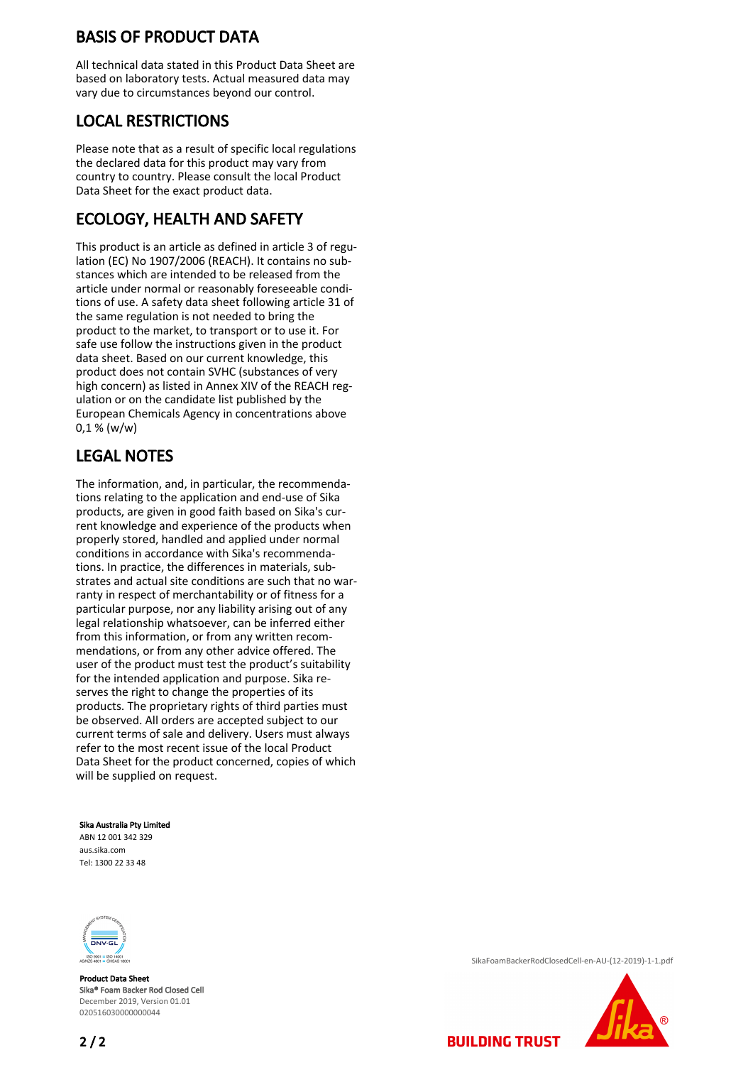## BASIS OF PRODUCT DATA

All technical data stated in this Product Data Sheet are based on laboratory tests. Actual measured data may vary due to circumstances beyond our control.

## LOCAL RESTRICTIONS

Please note that as a result of specific local regulations the declared data for this product may vary from country to country. Please consult the local Product Data Sheet for the exact product data.

## ECOLOGY, HEALTH AND SAFETY

This product is an article as defined in article 3 of regulation (EC) No 1907/2006 (REACH). It contains no substances which are intended to be released from the article under normal or reasonably foreseeable conditions of use. A safety data sheet following article 31 of the same regulation is not needed to bring the product to the market, to transport or to use it. For safe use follow the instructions given in the product data sheet. Based on our current knowledge, this product does not contain SVHC (substances of very high concern) as listed in Annex XIV of the REACH regulation or on the candidate list published by the European Chemicals Agency in concentrations above 0,1 % (w/w)

## LEGAL NOTES

The information, and, in particular, the recommendations relating to the application and end-use of Sika products, are given in good faith based on Sika's current knowledge and experience of the products when properly stored, handled and applied under normal conditions in accordance with Sika's recommendations. In practice, the differences in materials, substrates and actual site conditions are such that no warranty in respect of merchantability or of fitness for a particular purpose, nor any liability arising out of any legal relationship whatsoever, can be inferred either from this information, or from any written recommendations, or from any other advice offered. The user of the product must test the product's suitability for the intended application and purpose. Sika reserves the right to change the properties of its products. The proprietary rights of third parties must be observed. All orders are accepted subject to our current terms of sale and delivery. Users must always refer to the most recent issue of the local Product Data Sheet for the product concerned, copies of which will be supplied on request.

**Sika Australia Pty Limited**
ABN 12 001 342 329
aus.sika.com
Tel: 1300 22 33 48

ISO 9001 = ISO 14001
AS/NZS 4801 = OHSAS 18001

**Product Data Sheet**
**Sika® Foam Backer Rod Closed Cell**
December 2019, Version 01.01
020516030000000044

SikaFoamBackerRodClosedCell-en-AU-(12-2019)-1-1.pdf

BUILDING TRUST